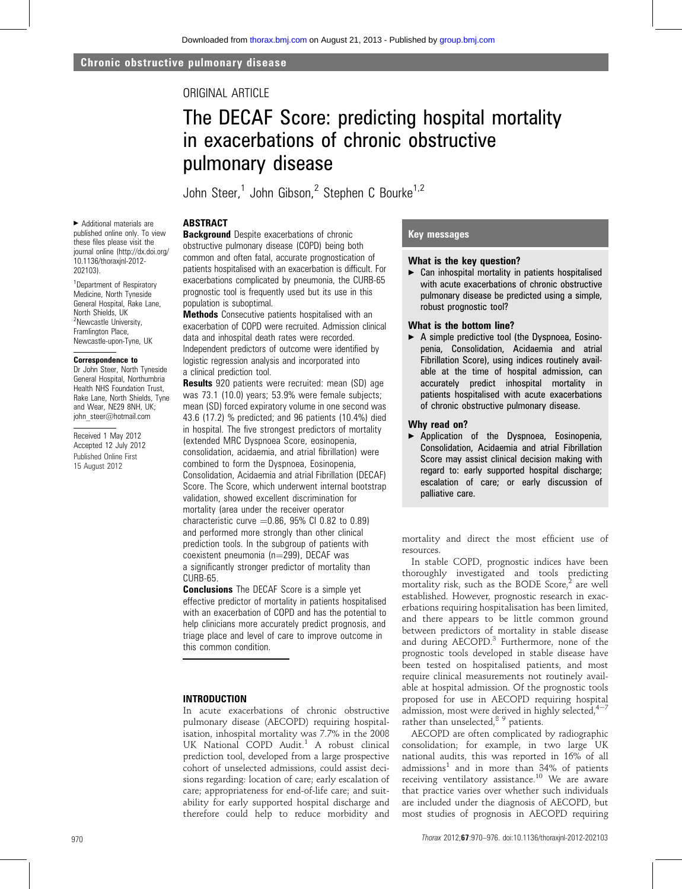Chronic obstructive pulmonary disease

ORIGINAL ARTICLE

# The DECAF Score: predicting hospital mortality in exacerbations of chronic obstructive pulmonary disease

John Steer,[1] John Gibson,[2] Stephen C Bourke[1,2]

► Additional materials are published online only. To view these files please visit the journal online (http://dx.doi.org/10.1136/thoraxjnl-2012-202103).

[1]Department of Respiratory Medicine, North Tyneside General Hospital, Rake Lane, North Shields, UK
[2]Newcastle University, Framlington Place, Newcastle-upon-Tyne, UK

**Correspondence to**
Dr John Steer, North Tyneside General Hospital, Northumbria Health NHS Foundation Trust, Rake Lane, North Shields, Tyne and Wear, NE29 8NH, UK; john_steer@hotmail.com

Received 1 May 2012
Accepted 12 July 2012
Published Online First 15 August 2012

## ABSTRACT

**Background** Despite exacerbations of chronic obstructive pulmonary disease (COPD) being both common and often fatal, accurate prognostication of patients hospitalised with an exacerbation is difficult. For exacerbations complicated by pneumonia, the CURB-65 prognostic tool is frequently used but its use in this population is suboptimal.

**Methods** Consecutive patients hospitalised with an exacerbation of COPD were recruited. Admission clinical data and inhospital death rates were recorded. Independent predictors of outcome were identified by logistic regression analysis and incorporated into a clinical prediction tool.

**Results** 920 patients were recruited: mean (SD) age was 73.1 (10.0) years; 53.9% were female subjects; mean (SD) forced expiratory volume in one second was 43.6 (17.2) % predicted; and 96 patients (10.4%) died in hospital. The five strongest predictors of mortality (extended MRC Dyspnoea Score, eosinopenia, consolidation, acidaemia, and atrial fibrillation) were combined to form the Dyspnoea, Eosinopenia, Consolidation, Acidaemia and atrial Fibrillation (DECAF) Score. The Score, which underwent internal bootstrap validation, showed excellent discrimination for mortality (area under the receiver operator characteristic curve =0.86, 95% CI 0.82 to 0.89) and performed more strongly than other clinical prediction tools. In the subgroup of patients with coexistent pneumonia (n=299), DECAF was a significantly stronger predictor of mortality than CURB-65.

**Conclusions** The DECAF Score is a simple yet effective predictor of mortality in patients hospitalised with an exacerbation of COPD and has the potential to help clinicians more accurately predict prognosis, and triage place and level of care to improve outcome in this common condition.

## Key messages

### What is the key question?

► Can inhospital mortality in patients hospitalised with acute exacerbations of chronic obstructive pulmonary disease be predicted using a simple, robust prognostic tool?

### What is the bottom line?

► A simple predictive tool (the Dyspnoea, Eosinopenia, Consolidation, Acidaemia and atrial Fibrillation Score), using indices routinely available at the time of hospital admission, can accurately predict inhospital mortality in patients hospitalised with acute exacerbations of chronic obstructive pulmonary disease.

### Why read on?

► Application of the Dyspnoea, Eosinopenia, Consolidation, Acidaemia and atrial Fibrillation Score may assist clinical decision making with regard to: early supported hospital discharge; escalation of care; or early discussion of palliative care.

## INTRODUCTION

In acute exacerbations of chronic obstructive pulmonary disease (AECOPD) requiring hospitalisation, inhospital mortality was 7.7% in the 2008 UK National COPD Audit.[1] A robust clinical prediction tool, developed from a large prospective cohort of unselected admissions, could assist decisions regarding: location of care; early escalation of care; appropriateness for end-of-life care; and suitability for early supported hospital discharge and therefore could help to reduce morbidity and mortality and direct the most efficient use of resources.

In stable COPD, prognostic indices have been thoroughly investigated and tools predicting mortality risk, such as the BODE Score,[2] are well established. However, prognostic research in exacerbations requiring hospitalisation has been limited, and there appears to be little common ground between predictors of mortality in stable disease and during AECOPD.[3] Furthermore, none of the prognostic tools developed in stable disease have been tested on hospitalised patients, and most require clinical measurements not routinely available at hospital admission. Of the prognostic tools proposed for use in AECOPD requiring hospital admission, most were derived in highly selected,[4–7] rather than unselected,[8 9] patients.

AECOPD are often complicated by radiographic consolidation; for example, in two large UK national audits, this was reported in 16% of all admissions[1] and in more than 34% of patients receiving ventilatory assistance.[10] We are aware that practice varies over whether such individuals are included under the diagnosis of AECOPD, but most studies of prognosis in AECOPD requiring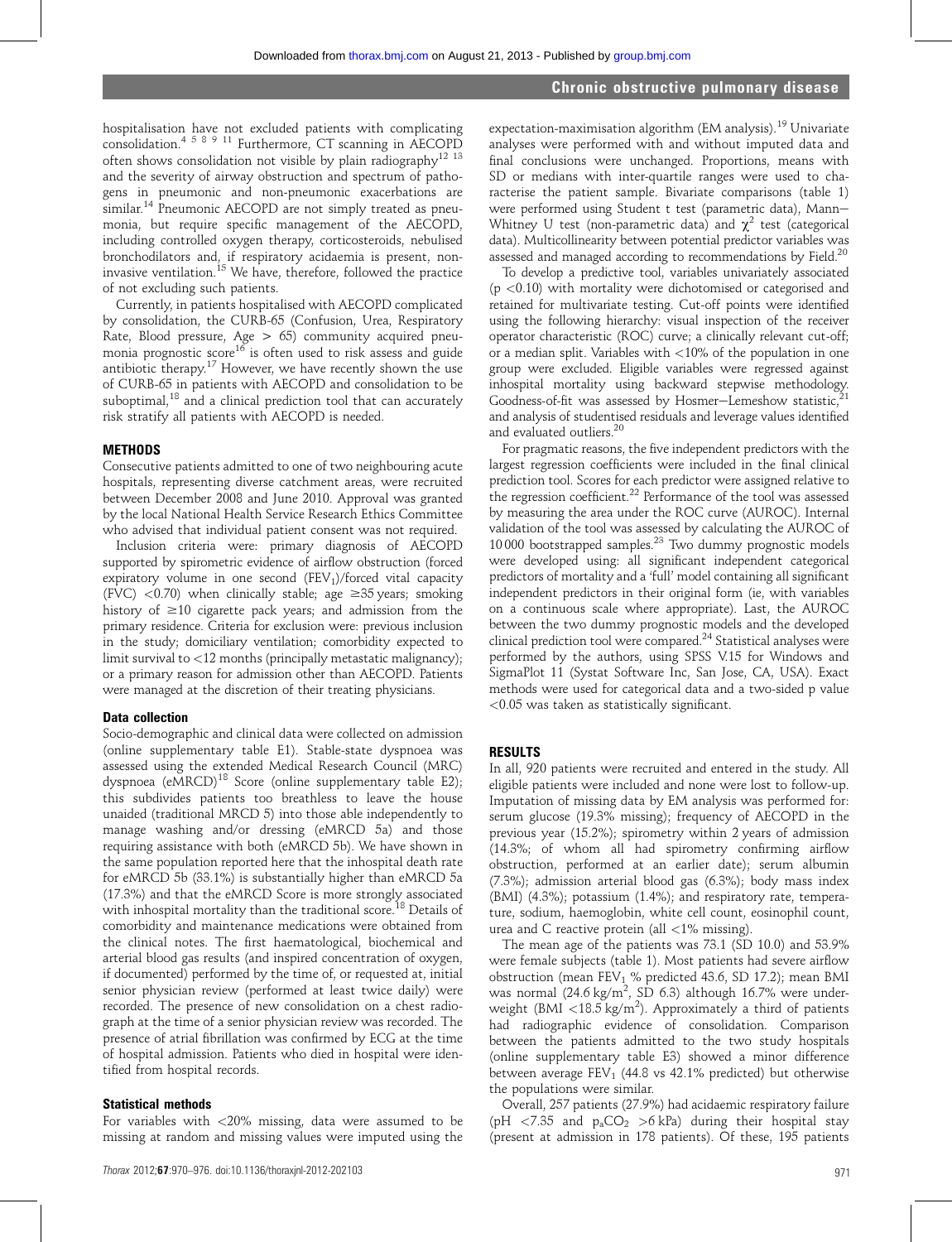hospitalisation have not excluded patients with complicating consolidation.[4 5 8 9 11] Furthermore, CT scanning in AECOPD often shows consolidation not visible by plain radiography[12 13] and the severity of airway obstruction and spectrum of pathogens in pneumonic and non-pneumonic exacerbations are similar.[14] Pneumonic AECOPD are not simply treated as pneumonia, but require specific management of the AECOPD, including controlled oxygen therapy, corticosteroids, nebulised bronchodilators and, if respiratory acidaemia is present, noninvasive ventilation.[15] We have, therefore, followed the practice of not excluding such patients.

Currently, in patients hospitalised with AECOPD complicated by consolidation, the CURB-65 (Confusion, Urea, Respiratory Rate, Blood pressure, Age > 65) community acquired pneumonia prognostic score[16] is often used to risk assess and guide antibiotic therapy.[17] However, we have recently shown the use of CURB-65 in patients with AECOPD and consolidation to be suboptimal,[18] and a clinical prediction tool that can accurately risk stratify all patients with AECOPD is needed.

## METHODS

Consecutive patients admitted to one of two neighbouring acute hospitals, representing diverse catchment areas, were recruited between December 2008 and June 2010. Approval was granted by the local National Health Service Research Ethics Committee who advised that individual patient consent was not required.

Inclusion criteria were: primary diagnosis of AECOPD supported by spirometric evidence of airflow obstruction (forced expiratory volume in one second ($FEV_1$)/forced vital capacity (FVC) <0.70) when clinically stable; age ≥35 years; smoking history of ≥10 cigarette pack years; and admission from the primary residence. Criteria for exclusion were: previous inclusion in the study; domiciliary ventilation; comorbidity expected to limit survival to <12 months (principally metastatic malignancy); or a primary reason for admission other than AECOPD. Patients were managed at the discretion of their treating physicians.

### Data collection

Socio-demographic and clinical data were collected on admission (online supplementary table E1). Stable-state dyspnoea was assessed using the extended Medical Research Council (MRC) dyspnoea (eMRCD)[18] Score (online supplementary table E2); this subdivides patients too breathless to leave the house unaided (traditional MRCD 5) into those able independently to manage washing and/or dressing (eMRCD 5a) and those requiring assistance with both (eMRCD 5b). We have shown in the same population reported here that the inhospital death rate for eMRCD 5b (33.1%) is substantially higher than eMRCD 5a (17.3%) and that the eMRCD Score is more strongly associated with inhospital mortality than the traditional score.[18] Details of comorbidity and maintenance medications were obtained from the clinical notes. The first haematological, biochemical and arterial blood gas results (and inspired concentration of oxygen, if documented) performed by the time of, or requested at, initial senior physician review (performed at least twice daily) were recorded. The presence of new consolidation on a chest radiograph at the time of a senior physician review was recorded. The presence of atrial fibrillation was confirmed by ECG at the time of hospital admission. Patients who died in hospital were identified from hospital records.

### Statistical methods

For variables with <20% missing, data were assumed to be missing at random and missing values were imputed using the expectation-maximisation algorithm (EM analysis).[19] Univariate analyses were performed with and without imputed data and final conclusions were unchanged. Proportions, means with SD or medians with inter-quartile ranges were used to characterise the patient sample. Bivariate comparisons (table 1) were performed using Student t test (parametric data), Mann–Whitney U test (non-parametric data) and $\chi^2$ test (categorical data). Multicollinearity between potential predictor variables was assessed and managed according to recommendations by Field.[20]

To develop a predictive tool, variables univariately associated ($p$ <0.10) with mortality were dichotomised or categorised and retained for multivariate testing. Cut-off points were identified using the following hierarchy: visual inspection of the receiver operator characteristic (ROC) curve; a clinically relevant cut-off; or a median split. Variables with <10% of the population in one group were excluded. Eligible variables were regressed against inhospital mortality using backward stepwise methodology. Goodness-of-fit was assessed by Hosmer–Lemeshow statistic,[21] and analysis of studentised residuals and leverage values identified and evaluated outliers.[20]

For pragmatic reasons, the five independent predictors with the largest regression coefficients were included in the final clinical prediction tool. Scores for each predictor were assigned relative to the regression coefficient.[22] Performance of the tool was assessed by measuring the area under the ROC curve (AUROC). Internal validation of the tool was assessed by calculating the AUROC of 10 000 bootstrapped samples.[23] Two dummy prognostic models were developed using: all significant independent categorical predictors of mortality and a 'full' model containing all significant independent predictors in their original form (ie, with variables on a continuous scale where appropriate). Last, the AUROC between the two dummy prognostic models and the developed clinical prediction tool were compared.[24] Statistical analyses were performed by the authors, using SPSS V.15 for Windows and SigmaPlot 11 (Systat Software Inc, San Jose, CA, USA). Exact methods were used for categorical data and a two-sided p value <0.05 was taken as statistically significant.

## RESULTS

In all, 920 patients were recruited and entered in the study. All eligible patients were included and none were lost to follow-up. Imputation of missing data by EM analysis was performed for: serum glucose (19.3% missing); frequency of AECOPD in the previous year (15.2%); spirometry within 2 years of admission (14.3%; of whom all had spirometry confirming airflow obstruction, performed at an earlier date); serum albumin (7.3%); admission arterial blood gas (6.3%); body mass index (BMI) (4.3%); potassium (1.4%); and respiratory rate, temperature, sodium, haemoglobin, white cell count, eosinophil count, urea and C reactive protein (all <1% missing).

The mean age of the patients was 73.1 (SD 10.0) and 53.9% were female subjects (table 1). Most patients had severe airflow obstruction (mean $FEV_1$ % predicted 43.6, SD 17.2); mean BMI was normal (24.6 $kg/m^2$, SD 6.3) although 16.7% were underweight (BMI <18.5 $kg/m^2$). Approximately a third of patients had radiographic evidence of consolidation. Comparison between the patients admitted to the two study hospitals (online supplementary table E3) showed a minor difference between average $FEV_1$ (44.8 vs 42.1% predicted) but otherwise the populations were similar.

Overall, 257 patients (27.9%) had acidaemic respiratory failure (pH <7.35 and $p_aCO_2$ >6 kPa) during their hospital stay (present at admission in 178 patients). Of these, 195 patients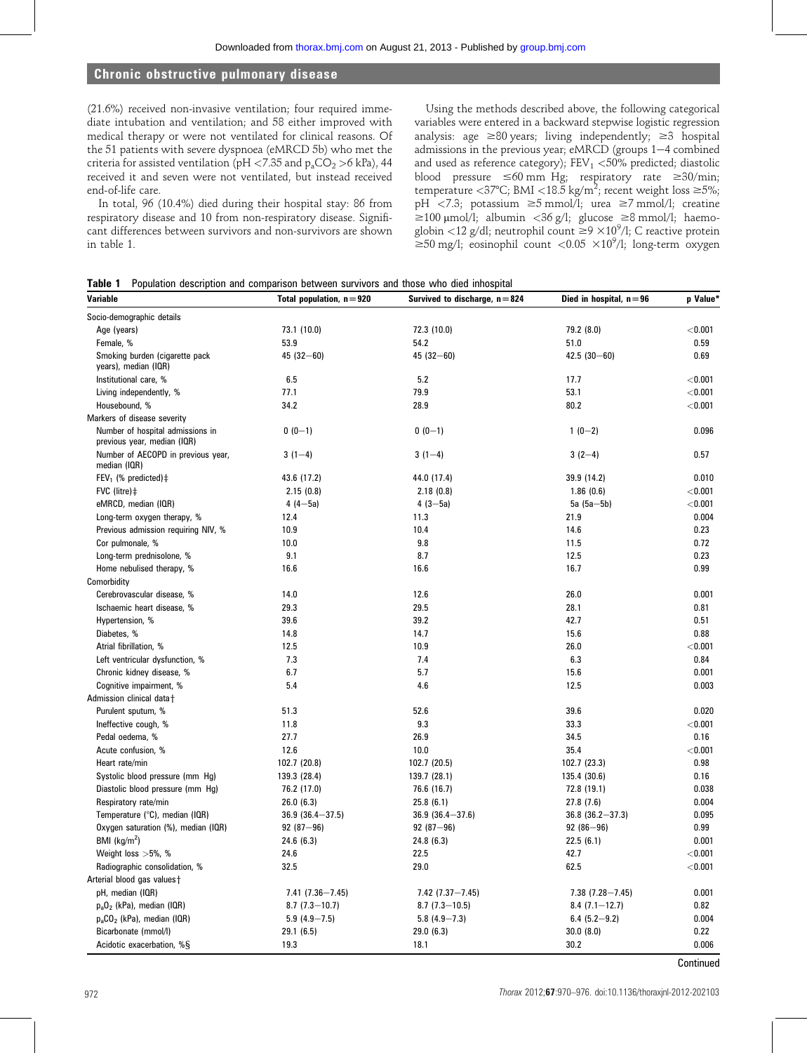## Chronic obstructive pulmonary disease

(21.6%) received non-invasive ventilation; four required immediate intubation and ventilation; and 58 either improved with medical therapy or were not ventilated for clinical reasons. Of the 51 patients with severe dyspnoea (eMRCD 5b) who met the criteria for assisted ventilation (pH <7.35 and $p_aCO_2$ >6 kPa), 44 received it and seven were not ventilated, but instead received end-of-life care.

In total, 96 (10.4%) died during their hospital stay: 86 from respiratory disease and 10 from non-respiratory disease. Significant differences between survivors and non-survivors are shown in table 1.

Using the methods described above, the following categorical variables were entered in a backward stepwise logistic regression analysis: age ≥80 years; living independently; ≥3 hospital admissions in the previous year; eMRCD (groups 1–4 combined and used as reference category); $FEV_1$ <50% predicted; diastolic blood pressure ≤60 mm Hg; respiratory rate ≥30/min; temperature <37°C; BMI <18.5 kg/$m^2$; recent weight loss ≥5%; pH <7.3; potassium ≥5 mmol/l; urea ≥7 mmol/l; creatine ≥100 μmol/l; albumin <36 g/l; glucose ≥8 mmol/l; haemoglobin <12 g/dl; neutrophil count ≥9 ×$10^9$/l; C reactive protein ≥50 mg/l; eosinophil count <0.05 ×$10^9$/l; long-term oxygen

**Table 1** Population description and comparison between survivors and those who died inhospital

| Variable | Total population, n=920 | Survived to discharge, n=824 | Died in hospital, n=96 | p Value* |
|---|---|---|---|---|
| Socio-demographic details | | | | |
| Age (years) | 73.1 (10.0) | 72.3 (10.0) | 79.2 (8.0) | <0.001 |
| Female, % | 53.9 | 54.2 | 51.0 | 0.59 |
| Smoking burden (cigarette pack years), median (IQR) | 45 (32–60) | 45 (32–60) | 42.5 (30–60) | 0.69 |
| Institutional care, % | 6.5 | 5.2 | 17.7 | <0.001 |
| Living independently, % | 77.1 | 79.9 | 53.1 | <0.001 |
| Housebound, % | 34.2 | 28.9 | 80.2 | <0.001 |
| Markers of disease severity | | | | |
| Number of hospital admissions in previous year, median (IQR) | 0 (0–1) | 0 (0–1) | 1 (0–2) | 0.096 |
| Number of AECOPD in previous year, median (IQR) | 3 (1–4) | 3 (1–4) | 3 (2–4) | 0.57 |
| $FEV_1$ (% predicted)‡ | 43.6 (17.2) | 44.0 (17.4) | 39.9 (14.2) | 0.010 |
| FVC (litre)‡ | 2.15 (0.8) | 2.18 (0.8) | 1.86 (0.6) | <0.001 |
| eMRCD, median (IQR) | 4 (4–5a) | 4 (3–5a) | 5a (5a–5b) | <0.001 |
| Long-term oxygen therapy, % | 12.4 | 11.3 | 21.9 | 0.004 |
| Previous admission requiring NIV, % | 10.9 | 10.4 | 14.6 | 0.23 |
| Cor pulmonale, % | 10.0 | 9.8 | 11.5 | 0.72 |
| Long-term prednisolone, % | 9.1 | 8.7 | 12.5 | 0.23 |
| Home nebulised therapy, % | 16.6 | 16.6 | 16.7 | 0.99 |
| Comorbidity | | | | |
| Cerebrovascular disease, % | 14.0 | 12.6 | 26.0 | 0.001 |
| Ischaemic heart disease, % | 29.3 | 29.5 | 28.1 | 0.81 |
| Hypertension, % | 39.6 | 39.2 | 42.7 | 0.51 |
| Diabetes, % | 14.8 | 14.7 | 15.6 | 0.88 |
| Atrial fibrillation, % | 12.5 | 10.9 | 26.0 | <0.001 |
| Left ventricular dysfunction, % | 7.3 | 7.4 | 6.3 | 0.84 |
| Chronic kidney disease, % | 6.7 | 5.7 | 15.6 | 0.001 |
| Cognitive impairment, % | 5.4 | 4.6 | 12.5 | 0.003 |
| Admission clinical data† | | | | |
| Purulent sputum, % | 51.3 | 52.6 | 39.6 | 0.020 |
| Ineffective cough, % | 11.8 | 9.3 | 33.3 | <0.001 |
| Pedal oedema, % | 27.7 | 26.9 | 34.5 | 0.16 |
| Acute confusion, % | 12.6 | 10.0 | 35.4 | <0.001 |
| Heart rate/min | 102.7 (20.8) | 102.7 (20.5) | 102.7 (23.3) | 0.98 |
| Systolic blood pressure (mm Hg) | 139.3 (28.4) | 139.7 (28.1) | 135.4 (30.6) | 0.16 |
| Diastolic blood pressure (mm Hg) | 76.2 (17.0) | 76.6 (16.7) | 72.8 (19.1) | 0.038 |
| Respiratory rate/min | 26.0 (6.3) | 25.8 (6.1) | 27.8 (7.6) | 0.004 |
| Temperature (°C), median (IQR) | 36.9 (36.4–37.5) | 36.9 (36.4–37.6) | 36.8 (36.2–37.3) | 0.095 |
| Oxygen saturation (%), median (IQR) | 92 (87–96) | 92 (87–96) | 92 (86–96) | 0.99 |
| BMI (kg/$m^2$) | 24.6 (6.3) | 24.8 (6.3) | 22.5 (6.1) | 0.001 |
| Weight loss >5%, % | 24.6 | 22.5 | 42.7 | <0.001 |
| Radiographic consolidation, % | 32.5 | 29.0 | 62.5 | <0.001 |
| Arterial blood gas values† | | | | |
| pH, median (IQR) | 7.41 (7.36–7.45) | 7.42 (7.37–7.45) | 7.38 (7.28–7.45) | 0.001 |
| $p_aO_2$ (kPa), median (IQR) | 8.7 (7.3–10.7) | 8.7 (7.3–10.5) | 8.4 (7.1–12.7) | 0.82 |
| $p_aCO_2$ (kPa), median (IQR) | 5.9 (4.9–7.5) | 5.8 (4.9–7.3) | 6.4 (5.2–9.2) | 0.004 |
| Bicarbonate (mmol/l) | 29.1 (6.5) | 29.0 (6.3) | 30.0 (8.0) | 0.22 |
| Acidotic exacerbation, %§ | 19.3 | 18.1 | 30.2 | 0.006 |

Continued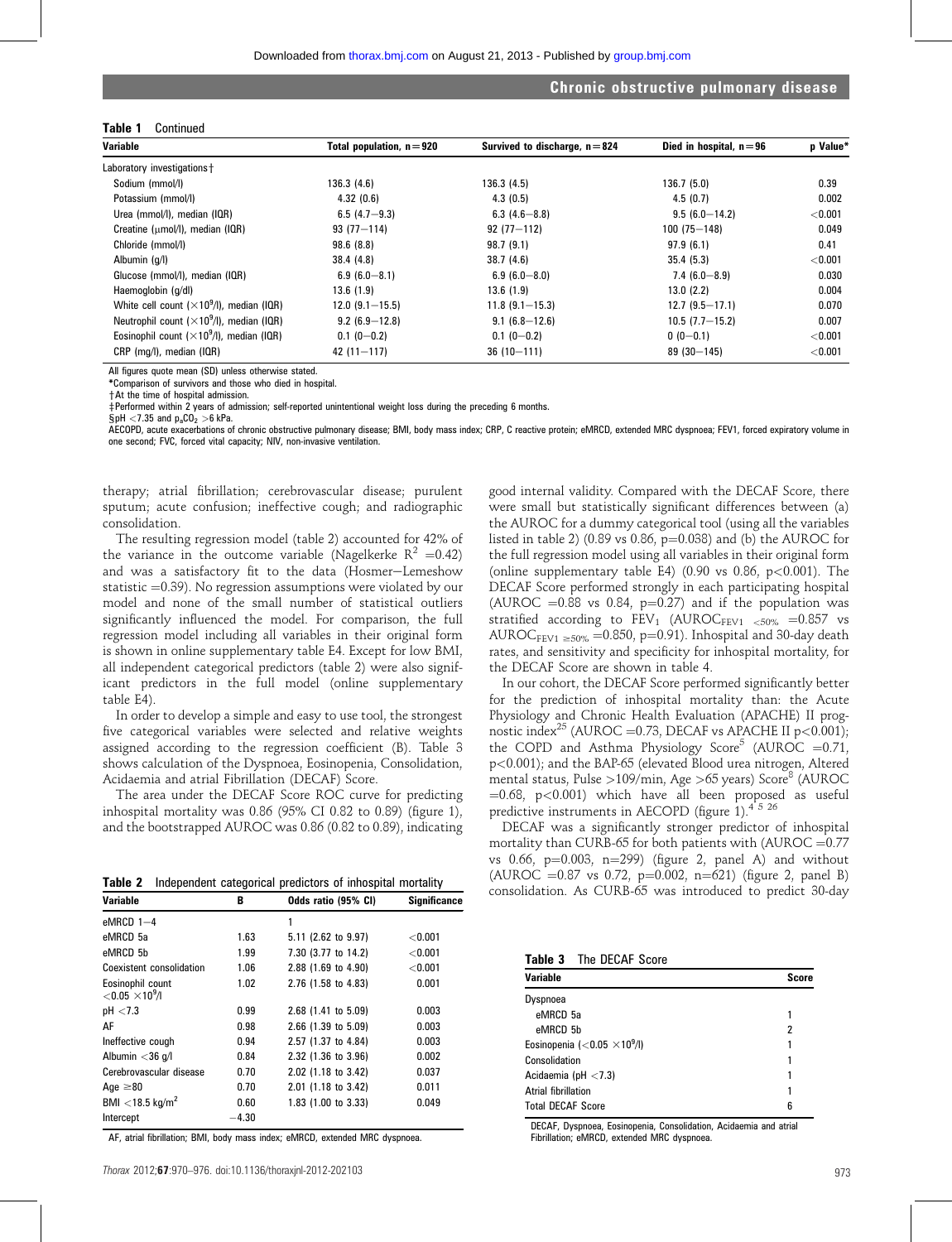**Table 1** Continued

| Variable | Total population, n=920 | Survived to discharge, n=824 | Died in hospital, n=96 | p Value* |
|---|---|---|---|---|
| Laboratory investigations† | | | | |
| Sodium (mmol/l) | 136.3 (4.6) | 136.3 (4.5) | 136.7 (5.0) | 0.39 |
| Potassium (mmol/l) | 4.32 (0.6) | 4.3 (0.5) | 4.5 (0.7) | 0.002 |
| Urea (mmol/l), median (IQR) | 6.5 (4.7−9.3) | 6.3 (4.6−8.8) | 9.5 (6.0−14.2) | <0.001 |
| Creatine (μmol/l), median (IQR) | 93 (77−114) | 92 (77−112) | 100 (75−148) | 0.049 |
| Chloride (mmol/l) | 98.6 (8.8) | 98.7 (9.1) | 97.9 (6.1) | 0.41 |
| Albumin (g/l) | 38.4 (4.8) | 38.7 (4.6) | 35.4 (5.3) | <0.001 |
| Glucose (mmol/l), median (IQR) | 6.9 (6.0−8.1) | 6.9 (6.0−8.0) | 7.4 (6.0−8.9) | 0.030 |
| Haemoglobin (g/dl) | 13.6 (1.9) | 13.6 (1.9) | 13.0 (2.2) | 0.004 |
| White cell count ($\times 10^9$/l), median (IQR) | 12.0 (9.1−15.5) | 11.8 (9.1−15.3) | 12.7 (9.5−17.1) | 0.070 |
| Neutrophil count ($\times 10^9$/l), median (IQR) | 9.2 (6.9−12.8) | 9.1 (6.8−12.6) | 10.5 (7.7−15.2) | 0.007 |
| Eosinophil count ($\times 10^9$/l), median (IQR) | 0.1 (0−0.2) | 0.1 (0−0.2) | 0 (0−0.1) | <0.001 |
| CRP (mg/l), median (IQR) | 42 (11−117) | 36 (10−111) | 89 (30−145) | <0.001 |

All figures quote mean (SD) unless otherwise stated.
*Comparison of survivors and those who died in hospital.
†At the time of hospital admission.
‡Performed within 2 years of admission; self-reported unintentional weight loss during the preceding 6 months.
§pH <7.35 and $p_aCO_2$ >6 kPa.
AECOPD, acute exacerbations of chronic obstructive pulmonary disease; BMI, body mass index; CRP, C reactive protein; eMRCD, extended MRC dyspnoea; FEV1, forced expiratory volume in one second; FVC, forced vital capacity; NIV, non-invasive ventilation.

therapy; atrial fibrillation; cerebrovascular disease; purulent sputum; acute confusion; ineffective cough; and radiographic consolidation.

The resulting regression model (table 2) accounted for 42% of the variance in the outcome variable (Nagelkerke $R^2$ =0.42) and was a satisfactory fit to the data (Hosmer−Lemeshow statistic =0.39). No regression assumptions were violated by our model and none of the small number of statistical outliers significantly influenced the model. For comparison, the full regression model including all variables in their original form is shown in online supplementary table E4. Except for low BMI, all independent categorical predictors (table 2) were also significant predictors in the full model (online supplementary table E4).

In order to develop a simple and easy to use tool, the strongest five categorical variables were selected and relative weights assigned according to the regression coefficient (B). Table 3 shows calculation of the Dyspnoea, Eosinopenia, Consolidation, Acidaemia and atrial Fibrillation (DECAF) Score.

The area under the DECAF Score ROC curve for predicting inhospital mortality was 0.86 (95% CI 0.82 to 0.89) (figure 1), and the bootstrapped AUROC was 0.86 (0.82 to 0.89), indicating good internal validity. Compared with the DECAF Score, there were small but statistically significant differences between (a) the AUROC for a dummy categorical tool (using all the variables listed in table 2) (0.89 vs 0.86, p=0.038) and (b) the AUROC for the full regression model using all variables in their original form (online supplementary table E4) (0.90 vs 0.86, p<0.001). The DECAF Score performed strongly in each participating hospital (AUROC =0.88 vs 0.84, p=0.27) and if the population was stratified according to $FEV_1$ ($AUROC_{FEV1\ <50\%}$ =0.857 vs $AUROC_{FEV1\ \geq 50\%}$ =0.850, p=0.91). Inhospital and 30-day death rates, and sensitivity and specificity for inhospital mortality, for the DECAF Score are shown in table 4.

In our cohort, the DECAF Score performed significantly better for the prediction of inhospital mortality than: the Acute Physiology and Chronic Health Evaluation (APACHE) II prognostic index[25] (AUROC =0.73, DECAF vs APACHE II p<0.001); the COPD and Asthma Physiology Score[5] (AUROC =0.71, p<0.001); and the BAP-65 (elevated Blood urea nitrogen, Altered mental status, Pulse >109/min, Age >65 years) Score[8] (AUROC =0.68, p<0.001) which have all been proposed as useful predictive instruments in AECOPD (figure 1).[4 5 26]

DECAF was a significantly stronger predictor of inhospital mortality than CURB-65 for both patients with (AUROC =0.77 vs 0.66, p=0.003, n=299) (figure 2, panel A) and without (AUROC =0.87 vs 0.72, p=0.002, n=621) (figure 2, panel B) consolidation. As CURB-65 was introduced to predict 30-day

**Table 2** Independent categorical predictors of inhospital mortality

| Variable | B | Odds ratio (95% CI) | Significance |
|---|---|---|---|
| eMRCD 1−4 | | 1 | |
| eMRCD 5a | 1.63 | 5.11 (2.62 to 9.97) | <0.001 |
| eMRCD 5b | 1.99 | 7.30 (3.77 to 14.2) | <0.001 |
| Coexistent consolidation | 1.06 | 2.88 (1.69 to 4.90) | <0.001 |
| Eosinophil count <0.05 $\times 10^9$/l | 1.02 | 2.76 (1.58 to 4.83) | 0.001 |
| pH <7.3 | 0.99 | 2.68 (1.41 to 5.09) | 0.003 |
| AF | 0.98 | 2.66 (1.39 to 5.09) | 0.003 |
| Ineffective cough | 0.94 | 2.57 (1.37 to 4.84) | 0.003 |
| Albumin <36 g/l | 0.84 | 2.32 (1.36 to 3.96) | 0.002 |
| Cerebrovascular disease | 0.70 | 2.02 (1.18 to 3.42) | 0.037 |
| Age ≥80 | 0.70 | 2.01 (1.18 to 3.42) | 0.011 |
| BMI <18.5 kg/m$^2$ | 0.60 | 1.83 (1.00 to 3.33) | 0.049 |
| Intercept | −4.30 | | |

AF, atrial fibrillation; BMI, body mass index; eMRCD, extended MRC dyspnoea.

**Table 3** The DECAF Score

| Variable | Score |
|---|---|
| Dyspnoea | |
| eMRCD 5a | 1 |
| eMRCD 5b | 2 |
| Eosinopenia (<0.05 $\times 10^9$/l) | 1 |
| Consolidation | 1 |
| Acidaemia (pH <7.3) | 1 |
| Atrial fibrillation | 1 |
| Total DECAF Score | 6 |

DECAF, Dyspnoea, Eosinopenia, Consolidation, Acidaemia and atrial Fibrillation; eMRCD, extended MRC dyspnoea.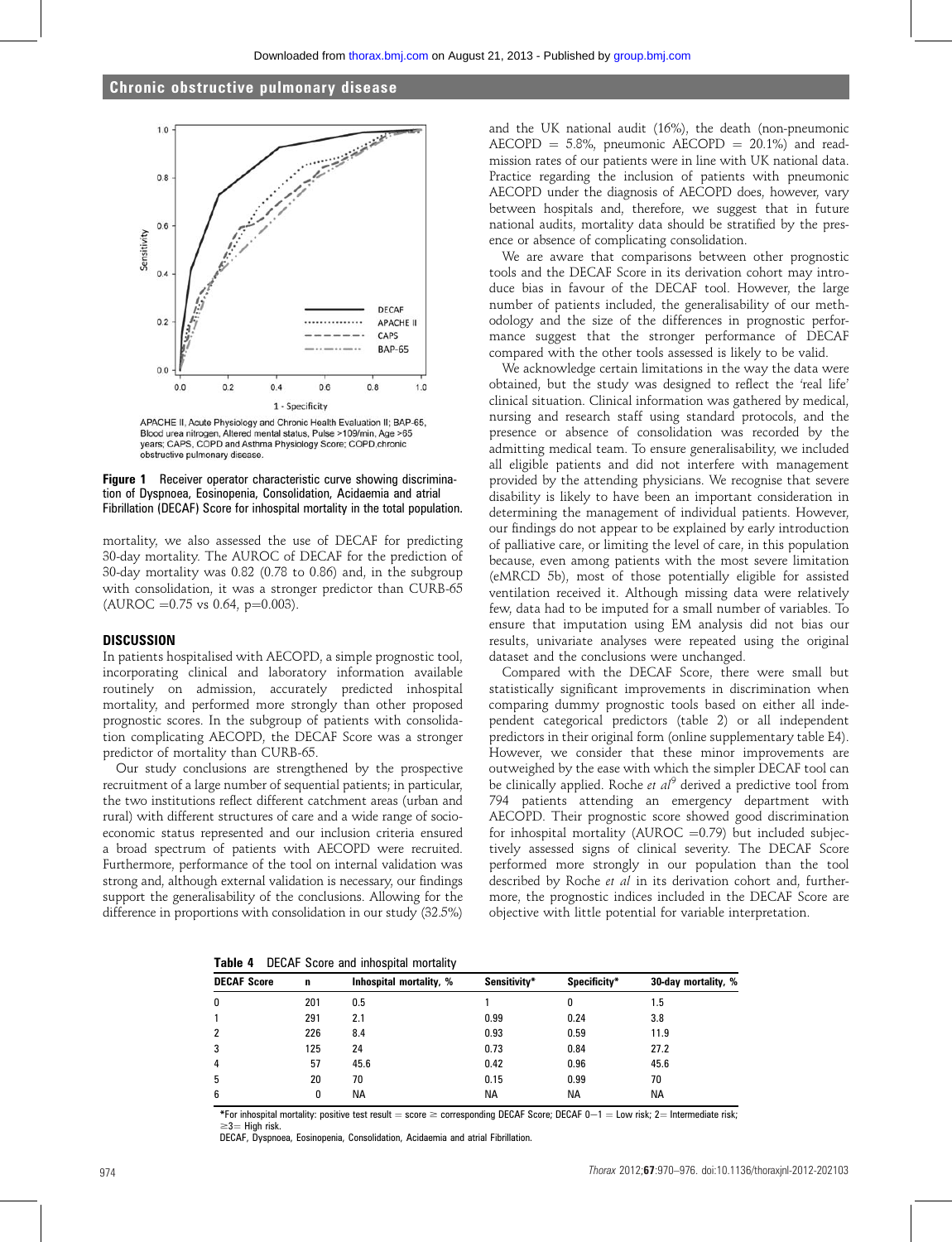1.0
0.8
0.6
0.4
0.2
0.0
Sensitivity
0.0 0.2 0.4 0.6 0.8 1.0
1 - Specificity
DECAF
APACHE II
CAPS
BAP-65

APACHE II, Acute Physiology and Chronic Health Evaluation II; BAP-65, Blood urea nitrogen, Altered mental status, Pulse >109/min, Age >65 years; CAPS, COPD and Asthma Physiology Score; COPD,chronic obstructive pulmonary disease.

**Figure 1** Receiver operator characteristic curve showing discrimination of Dyspnoea, Eosinopenia, Consolidation, Acidaemia and atrial Fibrillation (DECAF) Score for inhospital mortality in the total population.

mortality, we also assessed the use of DECAF for predicting 30-day mortality. The AUROC of DECAF for the prediction of 30-day mortality was 0.82 (0.78 to 0.86) and, in the subgroup with consolidation, it was a stronger predictor than CURB-65 (AUROC =0.75 vs 0.64, p=0.003).

## DISCUSSION

In patients hospitalised with AECOPD, a simple prognostic tool, incorporating clinical and laboratory information available routinely on admission, accurately predicted inhospital mortality, and performed more strongly than other proposed prognostic scores. In the subgroup of patients with consolidation complicating AECOPD, the DECAF Score was a stronger predictor of mortality than CURB-65.

Our study conclusions are strengthened by the prospective recruitment of a large number of sequential patients; in particular, the two institutions reflect different catchment areas (urban and rural) with different structures of care and a wide range of socioeconomic status represented and our inclusion criteria ensured a broad spectrum of patients with AECOPD were recruited. Furthermore, performance of the tool on internal validation was strong and, although external validation is necessary, our findings support the generalisability of the conclusions. Allowing for the difference in proportions with consolidation in our study (32.5%) and the UK national audit (16%), the death (non-pneumonic AECOPD = 5.8%, pneumonic AECOPD = 20.1%) and readmission rates of our patients were in line with UK national data. Practice regarding the inclusion of patients with pneumonic AECOPD under the diagnosis of AECOPD does, however, vary between hospitals and, therefore, we suggest that in future national audits, mortality data should be stratified by the presence or absence of complicating consolidation.

We are aware that comparisons between other prognostic tools and the DECAF Score in its derivation cohort may introduce bias in favour of the DECAF tool. However, the large number of patients included, the generalisability of our methodology and the size of the differences in prognostic performance suggest that the stronger performance of DECAF compared with the other tools assessed is likely to be valid.

We acknowledge certain limitations in the way the data were obtained, but the study was designed to reflect the 'real life' clinical situation. Clinical information was gathered by medical, nursing and research staff using standard protocols, and the presence or absence of consolidation was recorded by the admitting medical team. To ensure generalisability, we included all eligible patients and did not interfere with management provided by the attending physicians. We recognise that severe disability is likely to have been an important consideration in determining the management of individual patients. However, our findings do not appear to be explained by early introduction of palliative care, or limiting the level of care, in this population because, even among patients with the most severe limitation (eMRCD 5b), most of those potentially eligible for assisted ventilation received it. Although missing data were relatively few, data had to be imputed for a small number of variables. To ensure that imputation using EM analysis did not bias our results, univariate analyses were repeated using the original dataset and the conclusions were unchanged.

Compared with the DECAF Score, there were small but statistically significant improvements in discrimination when comparing dummy prognostic tools based on either all independent categorical predictors (table 2) or all independent predictors in their original form (online supplementary table E4). However, we consider that these minor improvements are outweighed by the ease with which the simpler DECAF tool can be clinically applied. Roche *et al*[9] derived a predictive tool from 794 patients attending an emergency department with AECOPD. Their prognostic score showed good discrimination for inhospital mortality (AUROC =0.79) but included subjectively assessed signs of clinical severity. The DECAF Score performed more strongly in our population than the tool described by Roche *et al* in its derivation cohort and, furthermore, the prognostic indices included in the DECAF Score are objective with little potential for variable interpretation.

**Table 4** DECAF Score and inhospital mortality

| DECAF Score | n | Inhospital mortality, % | Sensitivity* | Specificity* | 30-day mortality, % |
|---|---|---|---|---|---|
| 0 | 201 | 0.5 | 1 | 0 | 1.5 |
| 1 | 291 | 2.1 | 0.99 | 0.24 | 3.8 |
| 2 | 226 | 8.4 | 0.93 | 0.59 | 11.9 |
| 3 | 125 | 24 | 0.73 | 0.84 | 27.2 |
| 4 | 57 | 45.6 | 0.42 | 0.96 | 45.6 |
| 5 | 20 | 70 | 0.15 | 0.99 | 70 |
| 6 | 0 | NA | NA | NA | NA |

*For inhospital mortality: positive test result = score ≥ corresponding DECAF Score; DECAF 0–1 = Low risk; 2= Intermediate risk; ≥3= High risk.
DECAF, Dyspnoea, Eosinopenia, Consolidation, Acidaemia and atrial Fibrillation.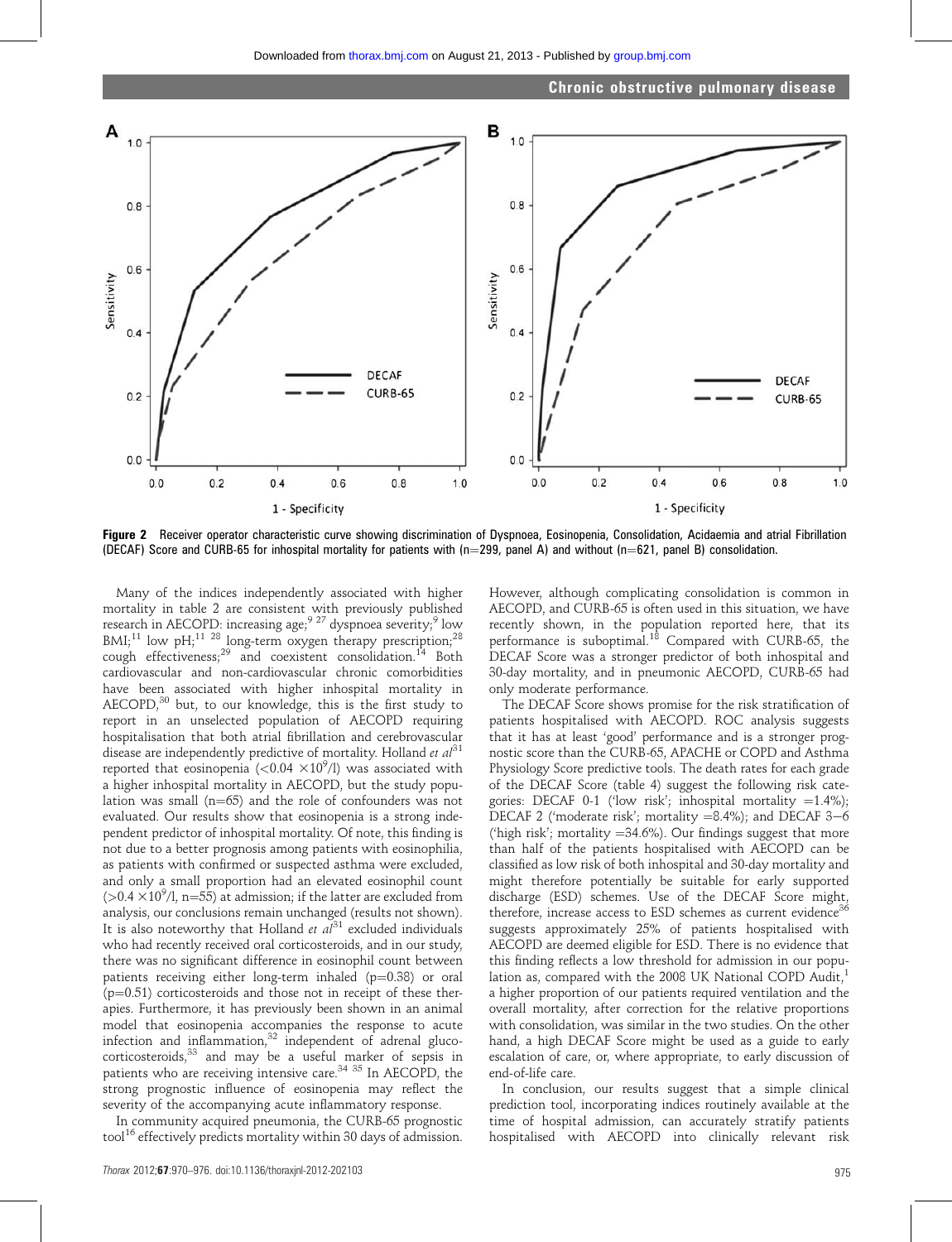A

1.0

0.8

0.6

0.4

0.2

0.0

Sensitivity

0.0 0.2 0.4 0.6 0.8 1.0

1 - Specificity

DECAF

CURB-65

B

1.0

0.8

0.6

0.4

0.2

0.0

Sensitivity

0.0 0.2 0.4 0.6 0.8 1.0

1 - Specificity

DECAF

CURB-65

**Figure 2** Receiver operator characteristic curve showing discrimination of Dyspnoea, Eosinopenia, Consolidation, Acidaemia and atrial Fibrillation (DECAF) Score and CURB-65 for inhospital mortality for patients with (n=299, panel A) and without (n=621, panel B) consolidation.

Many of the indices independently associated with higher mortality in table 2 are consistent with previously published research in AECOPD: increasing age;[9 27] dyspnoea severity;[9] low BMI;[11] low pH;[11 28] long-term oxygen therapy prescription;[28] cough effectiveness;[29] and coexistent consolidation.[14] Both cardiovascular and non-cardiovascular chronic comorbidities have been associated with higher inhospital mortality in AECOPD,[30] but, to our knowledge, this is the first study to report in an unselected population of AECOPD requiring hospitalisation that both atrial fibrillation and cerebrovascular disease are independently predictive of mortality. Holland *et al*[31] reported that eosinopenia ($<0.04 \times 10^9$/l) was associated with a higher inhospital mortality in AECOPD, but the study population was small (n=65) and the role of confounders was not evaluated. Our results show that eosinopenia is a strong independent predictor of inhospital mortality. Of note, this finding is not due to a better prognosis among patients with eosinophilia, as patients with confirmed or suspected asthma were excluded, and only a small proportion had an elevated eosinophil count ($>0.4 \times 10^9$/l, n=55) at admission; if the latter are excluded from analysis, our conclusions remain unchanged (results not shown). It is also noteworthy that Holland *et al*[31] excluded individuals who had recently received oral corticosteroids, and in our study, there was no significant difference in eosinophil count between patients receiving either long-term inhaled (p=0.38) or oral (p=0.51) corticosteroids and those not in receipt of these therapies. Furthermore, it has previously been shown in an animal model that eosinopenia accompanies the response to acute infection and inflammation,[32] independent of adrenal glucocorticosteroids,[33] and may be a useful marker of sepsis in patients who are receiving intensive care.[34 35] In AECOPD, the strong prognostic influence of eosinopenia may reflect the severity of the accompanying acute inflammatory response.

In community acquired pneumonia, the CURB-65 prognostic tool[16] effectively predicts mortality within 30 days of admission. However, although complicating consolidation is common in AECOPD, and CURB-65 is often used in this situation, we have recently shown, in the population reported here, that its performance is suboptimal.[18] Compared with CURB-65, the DECAF Score was a stronger predictor of both inhospital and 30-day mortality, and in pneumonic AECOPD, CURB-65 had only moderate performance.

The DECAF Score shows promise for the risk stratification of patients hospitalised with AECOPD. ROC analysis suggests that it has at least 'good' performance and is a stronger prognostic score than the CURB-65, APACHE or COPD and Asthma Physiology Score predictive tools. The death rates for each grade of the DECAF Score (table 4) suggest the following risk categories: DECAF 0-1 ('low risk'; inhospital mortality =1.4%); DECAF 2 ('moderate risk'; mortality =8.4%); and DECAF 3–6 ('high risk'; mortality =34.6%). Our findings suggest that more than half of the patients hospitalised with AECOPD can be classified as low risk of both inhospital and 30-day mortality and might therefore potentially be suitable for early supported discharge (ESD) schemes. Use of the DECAF Score might, therefore, increase access to ESD schemes as current evidence[36] suggests approximately 25% of patients hospitalised with AECOPD are deemed eligible for ESD. There is no evidence that this finding reflects a low threshold for admission in our population as, compared with the 2008 UK National COPD Audit,[1] a higher proportion of our patients required ventilation and the overall mortality, after correction for the relative proportions with consolidation, was similar in the two studies. On the other hand, a high DECAF Score might be used as a guide to early escalation of care, or, where appropriate, to early discussion of end-of-life care.

In conclusion, our results suggest that a simple clinical prediction tool, incorporating indices routinely available at the time of hospital admission, can accurately stratify patients hospitalised with AECOPD into clinically relevant risk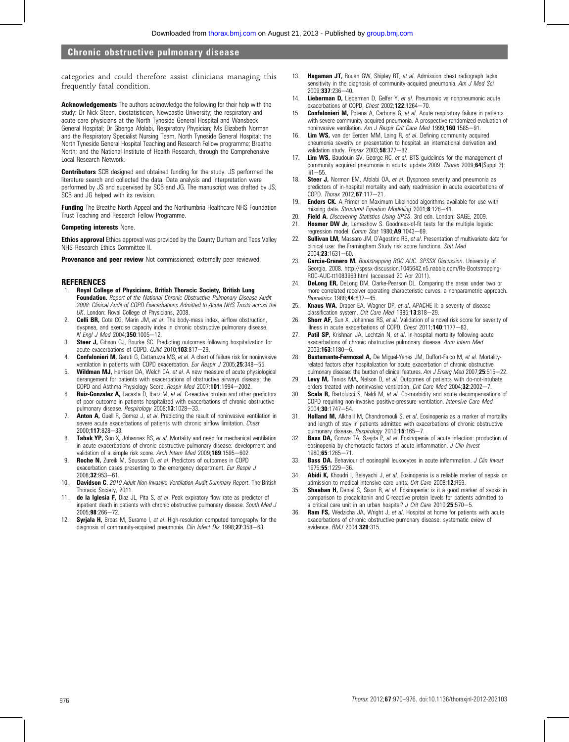categories and could therefore assist clinicians managing this frequently fatal condition.

**Acknowledgements** The authors acknowledge the following for their help with the study: Dr Nick Steen, biostatistician, Newcastle University; the respiratory and acute care physicians at the North Tyneside General Hospital and Wansbeck General Hospital; Dr Gbenga Afolabi, Respiratory Physician; Ms Elizabeth Norman and the Respiratory Specialist Nursing Team, North Tyneside General Hospital; the North Tyneside General Hospital Teaching and Research Fellow programme; Breathe North; and the National Institute of Health Research, through the Comprehensive Local Research Network.

**Contributors** SCB designed and obtained funding for the study. JS performed the literature search and collected the data. Data analysis and interpretation were performed by JS and supervised by SCB and JG. The manuscript was drafted by JS; SCB and JG helped with its revision.

**Funding** The Breathe North Appeal and the Northumbria Healthcare NHS Foundation Trust Teaching and Research Fellow Programme.

**Competing interests** None.

**Ethics approval** Ethics approval was provided by the County Durham and Tees Valley NHS Research Ethics Committee II.

**Provenance and peer review** Not commissioned; externally peer reviewed.

## REFERENCES

1. **Royal College of Physicians, British Thoracic Society, British Lung Foundation.** *Report of the National Chronic Obstructive Pulmonary Disease Audit 2008: Clinical Audit of COPD Exacerbations Admitted to Acute NHS Trusts across the UK*. London: Royal College of Physicians, 2008.
2. **Celli BR,** Cote CG, Marin JM, *et al*. The body-mass index, airflow obstruction, dyspnea, and exercise capacity index in chronic obstructive pulmonary disease. *N Engl J Med* 2004;**350**:1005–12.
3. **Steer J,** Gibson GJ, Bourke SC. Predicting outcomes following hospitalization for acute exacerbations of COPD. *QJM* 2010;**103**:817–29.
4. **Confalonieri M,** Garuti G, Cattaruzza MS, *et al*. A chart of failure risk for noninvasive ventilation in patients with COPD exacerbation. *Eur Respir J* 2005;**25**:348–55.
5. **Wildman MJ,** Harrison DA, Welch CA, *et al*. A new measure of acute physiological derangement for patients with exacerbations of obstructive airways disease: the COPD and Asthma Physiology Score. *Respir Med* 2007;**101**:1994–2002.
6. **Ruiz-Gonzalez A,** Lacasta D, Ibarz M, *et al*. C-reactive protein and other predictors of poor outcome in patients hospitalized with exacerbations of chronic obstructive pulmonary disease. *Respirology* 2008;**13**:1028–33.
7. **Anton A,** Guell R, Gomez J, *et al*. Predicting the result of noninvasive ventilation in severe acute exacerbations of patients with chronic airflow limitation. *Chest* 2000;**117**:828–33.
8. **Tabak YP,** Sun X, Johannes RS, *et al*. Mortality and need for mechanical ventilation in acute exacerbations of chronic obstructive pulmonary disease: development and validation of a simple risk score. *Arch Intern Med* 2009;**169**:1595–602.
9. **Roche N,** Zureik M, Soussan D, *et al*. Predictors of outcomes in COPD exacerbation cases presenting to the emergency department. *Eur Respir J* 2008;**32**:953–61.
10. **Davidson C.** *2010 Adult Non-Invasive Ventilation Audit Summary Report*. The British Thoracic Society, 2011.
11. **de la Iglesia F,** Diaz JL, Pita S, *et al*. Peak expiratory flow rate as predictor of inpatient death in patients with chronic obstructive pulmonary disease. *South Med J* 2005;**98**:266–72.
12. **Syrjala H,** Broas M, Suramo I, *et al*. High-resolution computed tomography for the diagnosis of community-acquired pneumonia. *Clin Infect Dis* 1998;**27**:358–63.
13. **Hagaman JT,** Rouan GW, Shipley RT, *et al*. Admission chest radiograph lacks sensitivity in the diagnosis of community-acquired pneumonia. *Am J Med Sci* 2009;**337**:236–40.
14. **Lieberman D,** Lieberman D, Gelfer Y, *et al*. Pneumonic vs nonpneumonic acute exacerbations of COPD. *Chest* 2002;**122**:1264–70.
15. **Confalonieri M,** Potena A, Carbone G, *et al*. Acute respiratory failure in patients with severe community-acquired pneumonia. A prospective randomized evaluation of noninvasive ventilation. *Am J Respir Crit Care Med* 1999;**160**:1585–91.
16. **Lim WS,** van der Eerden MM, Laing R, *et al*. Defining community acquired pneumonia severity on presentation to hospital: an international derivation and validation study. *Thorax* 2003;**58**:377–82.
17. **Lim WS,** Baudouin SV, George RC, *et al*. BTS guidelines for the management of community acquired pneumonia in adults: update 2009. *Thorax* 2009;**64**(Suppl 3): iii1–55.
18. **Steer J,** Norman EM, Afolabi OA, *et al*. Dyspnoea severity and pneumonia as predictors of in-hospital mortality and early readmission in acute exacerbations of COPD. *Thorax* 2012;**67**:117–21.
19. **Enders CK.** A Primer on Maximum Likelihood algorithms available for use with missing data. *Structural Equation Modelling* 2001;**8**:128–41.
20. **Field A.** *Discovering Statistics Using SPSS*. 3rd edn. London: SAGE, 2009.
21. **Hosmer DW Jr,** Lemeshow S. Goodness-of-fit tests for the multiple logistic regression model. *Comm Stat* 1980;**A9**:1043–69.
22. **Sullivan LM,** Massaro JM, D'Agostino RB, *et al*. Presentation of multivariate data for clinical use: the Framingham Study risk score functions. *Stat Med* 2004;**23**:1631–60.
23. **Garcia-Granero M.** *Bootstrapping ROC AUC. SPSSX Discussion*. University of Georgia, 2008. http://spssx-discussion.1045642.n5.nabble.com/Re-Bootstrapping-ROC-AUC-tt1083963.html (accessed 20 Apr 2011).
24. **DeLong ER,** DeLong DM, Clarke-Pearson DL. Comparing the areas under two or more correlated receiver operating characteristic curves: a nonparametric approach. *Biometrics* 1988;**44**:837–45.
25. **Knaus WA,** Draper EA, Wagner DP, *et al*. APACHE II: a severity of disease classification system. *Crit Care Med* 1985;**13**:818–29.
26. **Shorr AF,** Sun X, Johannes RS, *et al*. Validation of a novel risk score for severity of illness in acute exacerbations of COPD. *Chest* 2011;**140**:1177–83.
27. **Patil SP,** Krishnan JA, Lechtzin N, *et al*. In-hospital mortality following acute exacerbations of chronic obstructive pulmonary disease. *Arch Intern Med* 2003;**163**:1180–6.
28. **Bustamante-Fermosel A,** De Miguel-Yanes JM, Duffort-Falco M, *et al*. Mortality-related factors after hospitalization for acute exacerbation of chronic obstructive pulmonary disease: the burden of clinical features. *Am J Emerg Med* 2007;**25**:515–22.
29. **Levy M,** Tanios MA, Nelson D, *et al*. Outcomes of patients with do-not-intubate orders treated with noninvasive ventilation. *Crit Care Med* 2004;**32**:2002–7.
30. **Scala R,** Bartolucci S, Naldi M, *et al*. Co-morbidity and acute decompensations of COPD requiring non-invasive positive-pressure ventilation. *Intensive Care Med* 2004;**30**:1747–54.
31. **Holland M,** Alkhalil M, Chandromouli S, *et al*. Eosinopenia as a marker of mortality and length of stay in patients admitted with exacerbations of chronic obstructive pulmonary disease. *Respirology* 2010;**15**:165–7.
32. **Bass DA,** Gonwa TA, Szejda P, *et al*. Eosinopenia of acute infection: production of eosinopenia by chemotactic factors of acute inflammation. *J Clin Invest* 1980;**65**:1265–71.
33. **Bass DA.** Behaviour of eosinophil leukocytes in acute inflammation. *J Clin Invest* 1975;**55**:1229–36.
34. **Abidi K,** Khoudri I, Belayachi J, *et al*. Eosinopenia is a reliable marker of sepsis on admission to medical intensive care units. *Crit Care* 2008;**12**:R59.
35. **Shaaban H,** Daniel S, Sison R, *et al*. Eosinopenia: is it a good marker of sepsis in comparison to procalcitonin and C-reactive protein levels for patients admitted to a critical care unit in an urban hospital? *J Crit Care* 2010;**25**:570–5.
36. **Ram FS,** Wedzicha JA, Wright J, *et al*. Hospital at home for patients with acute exacerbations of chronic obstructive pumonary disease: systematic eview of evidence. *BMJ* 2004;**329**:315.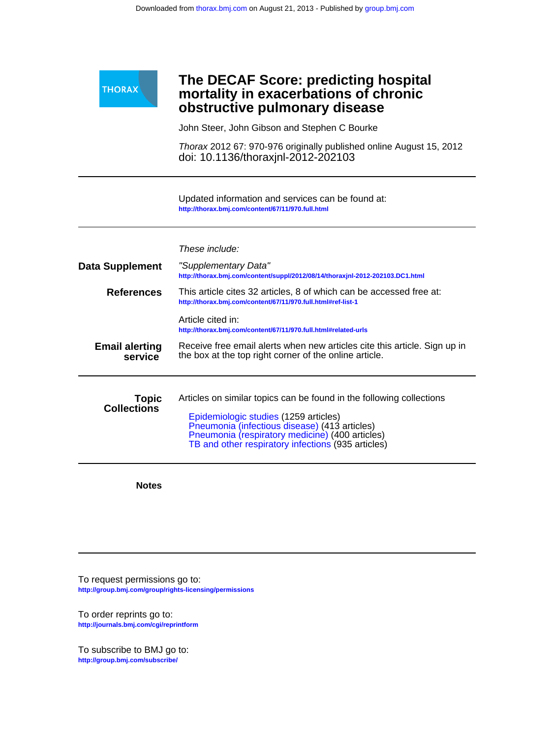Downloaded from thorax.bmj.com on August 21, 2013 - Published by group.bmj.com

THORAX

# The DECAF Score: predicting hospital mortality in exacerbations of chronic obstructive pulmonary disease

John Steer, John Gibson and Stephen C Bourke

*Thorax* 2012 67: 970-976 originally published online August 15, 2012
doi: 10.1136/thoraxjnl-2012-202103

---

Updated information and services can be found at:
http://thorax.bmj.com/content/67/11/970.full.html

---

*These include:*

**Data Supplement**

*"Supplementary Data"*
http://thorax.bmj.com/content/suppl/2012/08/14/thoraxjnl-2012-202103.DC1.html

**References**

This article cites 32 articles, 8 of which can be accessed free at:
http://thorax.bmj.com/content/67/11/970.full.html#ref-list-1

Article cited in:
http://thorax.bmj.com/content/67/11/970.full.html#related-urls

**Email alerting service**

Receive free email alerts when new articles cite this article. Sign up in the box at the top right corner of the online article.

---

**Topic Collections**

Articles on similar topics can be found in the following collections

- Epidemiologic studies (1259 articles)
- Pneumonia (infectious disease) (413 articles)
- Pneumonia (respiratory medicine) (400 articles)
- TB and other respiratory infections (935 articles)

---

**Notes**

---

To request permissions go to:
http://group.bmj.com/group/rights-licensing/permissions

To order reprints go to:
http://journals.bmj.com/cgi/reprintform

To subscribe to BMJ go to:
http://group.bmj.com/subscribe/